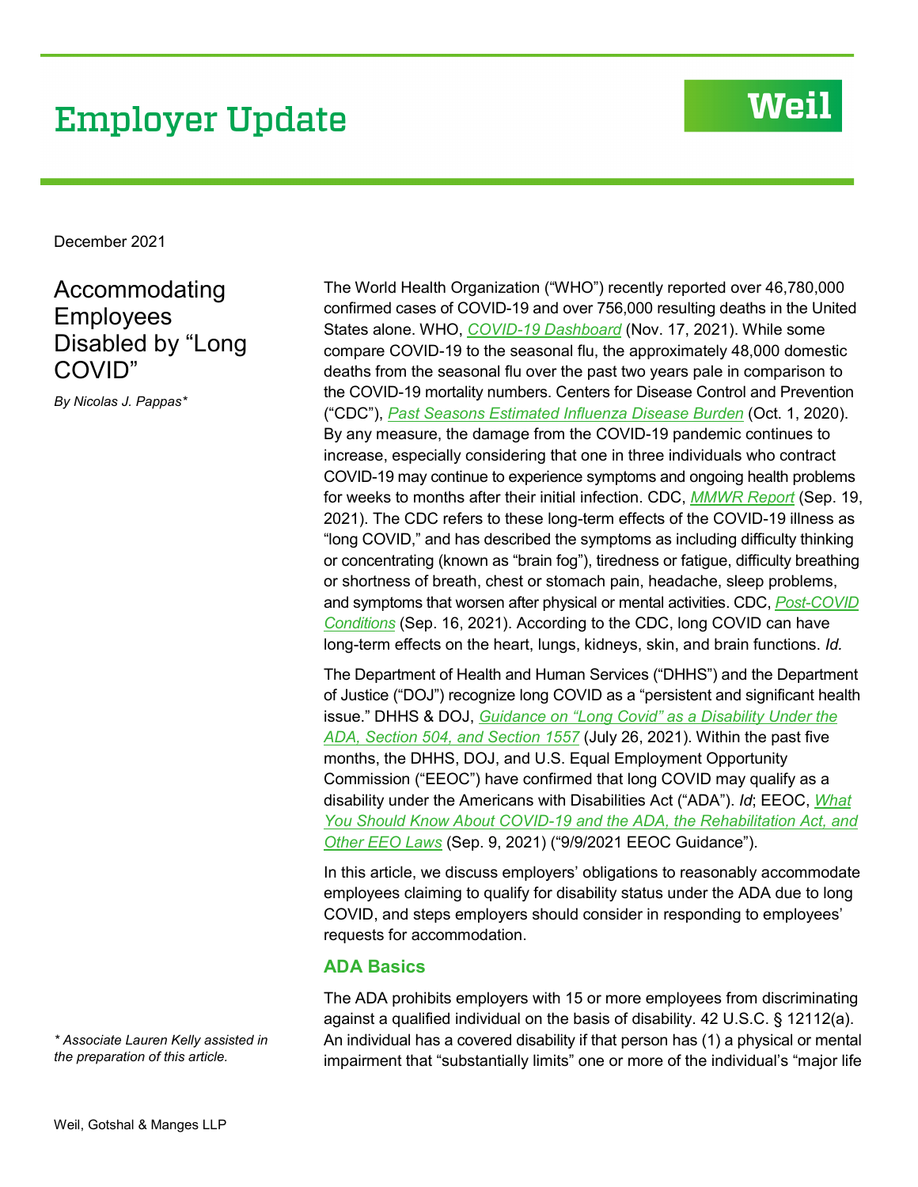# Employer Update

December 2021

## Accommodating Employees Disabled by "Long COVID"

*By Nicolas J. Pappas**

The World Health Organization ("WHO") recently reported over 46,780,000 confirmed cases of COVID-19 and over 756,000 resulting deaths in the United States alone. WHO, *COVID-19 Dashboard* (Nov. 17, 2021). While some compare COVID-19 to the seasonal flu, the approximately 48,000 domestic deaths from the seasonal flu over the past two years pale in comparison to the COVID-19 mortality numbers. Centers for Disease Control and Prevention ("CDC"), *Past Seasons Estimated Influenza Disease Burden* (Oct. 1, 2020). By any measure, the damage from the COVID-19 pandemic continues to increase, especially considering that one in three individuals who contract COVID-19 may continue to experience symptoms and ongoing health problems for weeks to months after their initial infection. CDC, *MMWR Report* (Sep. 19, 2021). The CDC refers to these long-term effects of the COVID-19 illness as "long COVID," and has described the symptoms as including difficulty thinking or concentrating (known as "brain fog"), tiredness or fatigue, difficulty breathing or shortness of breath, chest or stomach pain, headache, sleep problems, and symptoms that worsen after physical or mental activities. CDC, *Post-COVID Conditions* (Sep. 16, 2021). According to the CDC, long COVID can have long-term effects on the heart, lungs, kidneys, skin, and brain functions. *Id.*

The Department of Health and Human Services ("DHHS") and the Department of Justice ("DOJ") recognize long COVID as a "persistent and significant health issue." DHHS & DOJ, *Guidance on "Long Covid" as a Disability Under the ADA, Section 504, and Section 1557* (July 26, 2021). Within the past five months, the DHHS, DOJ, and U.S. Equal Employment Opportunity Commission ("EEOC") have confirmed that long COVID may qualify as a disability under the Americans with Disabilities Act ("ADA"). *Id*; EEOC, *What You Should Know About COVID-19 and the ADA, the Rehabilitation Act, and Other EEO Laws* (Sep. 9, 2021) ("9/9/2021 EEOC Guidance").

In this article, we discuss employers' obligations to reasonably accommodate employees claiming to qualify for disability status under the ADA due to long COVID, and steps employers should consider in responding to employees' requests for accommodation.

### ADA Basics

The ADA prohibits employers with 15 or more employees from discriminating against a qualified individual on the basis of disability. 42 U.S.C. § 12112(a). An individual has a covered disability if that person has (1) a physical or mental impairment that "substantially limits" one or more of the individual's "major life

*\* Associate Lauren Kelly assisted in the preparation of this article.*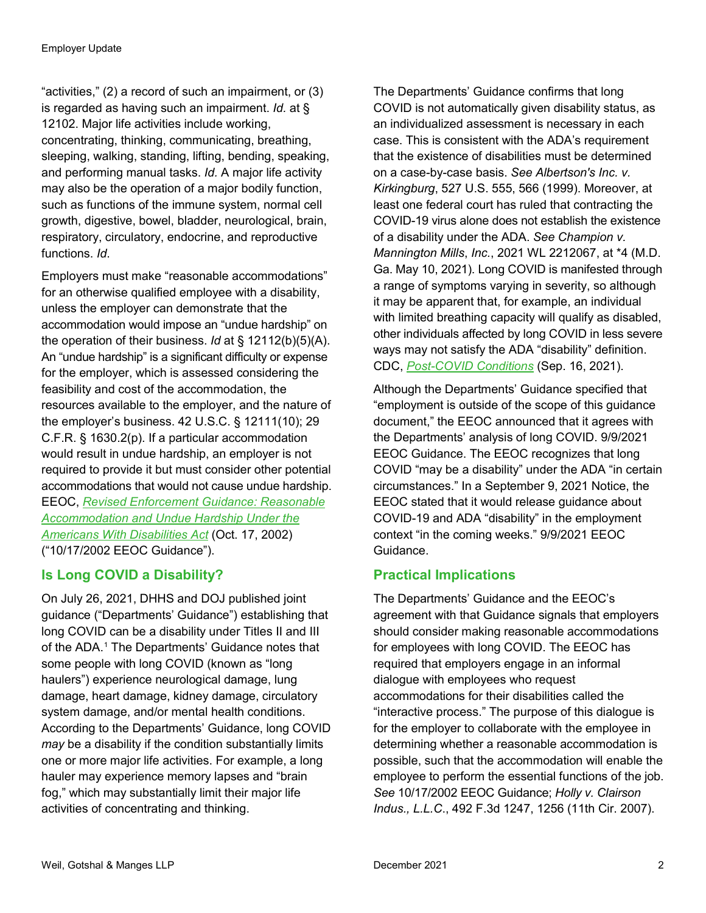"activities," (2) a record of such an impairment, or (3) is regarded as having such an impairment. *Id.* at § 12102. Major life activities include working, concentrating, thinking, communicating, breathing, sleeping, walking, standing, lifting, bending, speaking, and performing manual tasks. *Id.* A major life activity may also be the operation of a major bodily function, such as functions of the immune system, normal cell growth, digestive, bowel, bladder, neurological, brain, respiratory, circulatory, endocrine, and reproductive functions. *Id*.

Employers must make "reasonable accommodations" for an otherwise qualified employee with a disability, unless the employer can demonstrate that the accommodation would impose an "undue hardship" on the operation of their business. *Id* at § 12112(b)(5)(A). An "undue hardship" is a significant difficulty or expense for the employer, which is assessed considering the feasibility and cost of the accommodation, the resources available to the employer, and the nature of the employer's business. 42 U.S.C. § 12111(10); 29 C.F.R. § 1630.2(p). If a particular accommodation would result in undue hardship, an employer is not required to provide it but must consider other potential accommodations that would not cause undue hardship. EEOC, *Revised Enforcement Guidance: Reasonable Accommodation and Undue Hardship Under the Americans With Disabilities Act* (Oct. 17, 2002) ("10/17/2002 EEOC Guidance").

## Is Long COVID a Disability?

On July 26, 2021, DHHS and DOJ published joint guidance ("Departments' Guidance") establishing that long COVID can be a disability under Titles II and III of the ADA.[1] The Departments' Guidance notes that some people with long COVID (known as "long haulers") experience neurological damage, lung damage, heart damage, kidney damage, circulatory system damage, and/or mental health conditions. According to the Departments' Guidance, long COVID *may* be a disability if the condition substantially limits one or more major life activities. For example, a long hauler may experience memory lapses and "brain fog," which may substantially limit their major life activities of concentrating and thinking.

The Departments' Guidance confirms that long COVID is not automatically given disability status, as an individualized assessment is necessary in each case. This is consistent with the ADA's requirement that the existence of disabilities must be determined on a case-by-case basis. *See Albertson's Inc. v. Kirkingburg*, 527 U.S. 555, 566 (1999). Moreover, at least one federal court has ruled that contracting the COVID-19 virus alone does not establish the existence of a disability under the ADA. *See Champion v. Mannington Mills*, *Inc.*, 2021 WL 2212067, at *4 (M.D. Ga. May 10, 2021). Long COVID is manifested through a range of symptoms varying in severity, so although it may be apparent that, for example, an individual with limited breathing capacity will qualify as disabled, other individuals affected by long COVID in less severe ways may not satisfy the ADA "disability" definition. CDC, *Post-COVID Conditions* (Sep. 16, 2021).

Although the Departments' Guidance specified that "employment is outside of the scope of this guidance document," the EEOC announced that it agrees with the Departments' analysis of long COVID. 9/9/2021 EEOC Guidance. The EEOC recognizes that long COVID "may be a disability" under the ADA "in certain circumstances." In a September 9, 2021 Notice, the EEOC stated that it would release guidance about COVID-19 and ADA "disability" in the employment context "in the coming weeks." 9/9/2021 EEOC Guidance.

## Practical Implications

The Departments' Guidance and the EEOC's agreement with that Guidance signals that employers should consider making reasonable accommodations for employees with long COVID. The EEOC has required that employers engage in an informal dialogue with employees who request accommodations for their disabilities called the "interactive process." The purpose of this dialogue is for the employer to collaborate with the employee in determining whether a reasonable accommodation is possible, such that the accommodation will enable the employee to perform the essential functions of the job. *See* 10/17/2002 EEOC Guidance; *Holly v. Clairson Indus., L.L.C.*, 492 F.3d 1247, 1256 (11th Cir. 2007).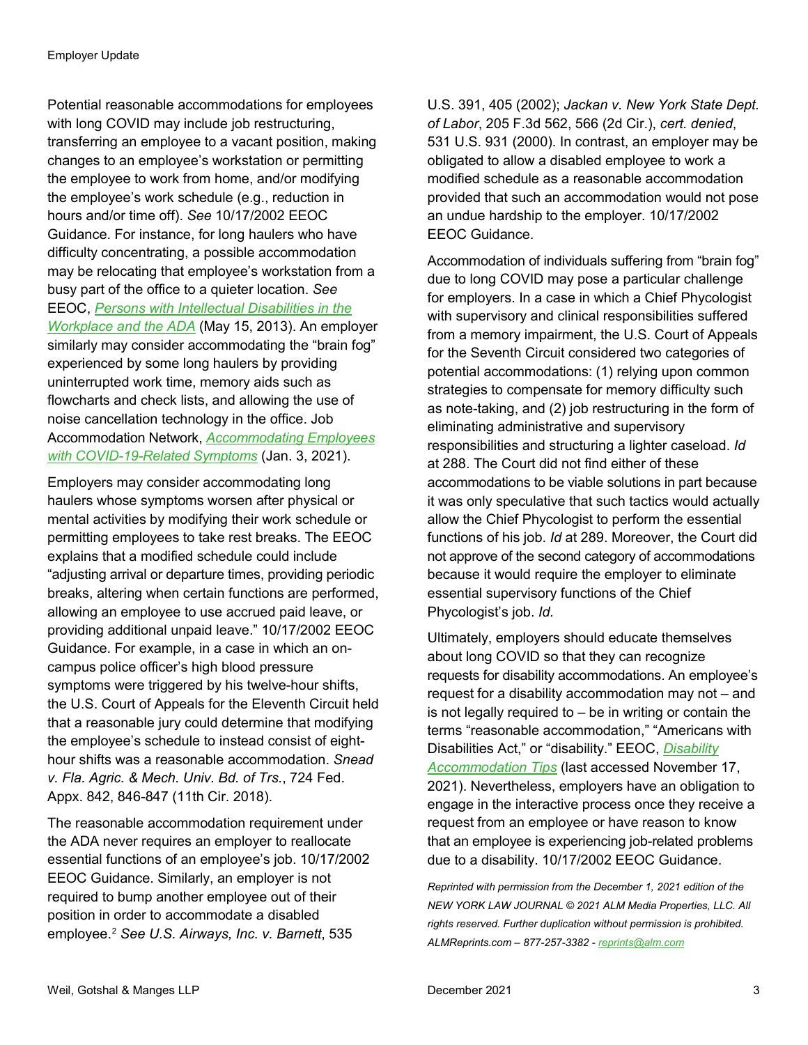Potential reasonable accommodations for employees with long COVID may include job restructuring, transferring an employee to a vacant position, making changes to an employee's workstation or permitting the employee to work from home, and/or modifying the employee's work schedule (e.g., reduction in hours and/or time off). *See* 10/17/2002 EEOC Guidance. For instance, for long haulers who have difficulty concentrating, a possible accommodation may be relocating that employee's workstation from a busy part of the office to a quieter location. *See* EEOC, [*Persons with Intellectual Disabilities in the Workplace and the ADA*]() (May 15, 2013). An employer similarly may consider accommodating the "brain fog" experienced by some long haulers by providing uninterrupted work time, memory aids such as flowcharts and check lists, and allowing the use of noise cancellation technology in the office. Job Accommodation Network, [*Accommodating Employees with COVID-19-Related Symptoms*]() (Jan. 3, 2021).

Employers may consider accommodating long haulers whose symptoms worsen after physical or mental activities by modifying their work schedule or permitting employees to take rest breaks. The EEOC explains that a modified schedule could include "adjusting arrival or departure times, providing periodic breaks, altering when certain functions are performed, allowing an employee to use accrued paid leave, or providing additional unpaid leave." 10/17/2002 EEOC Guidance. For example, in a case in which an on-campus police officer's high blood pressure symptoms were triggered by his twelve-hour shifts, the U.S. Court of Appeals for the Eleventh Circuit held that a reasonable jury could determine that modifying the employee's schedule to instead consist of eight-hour shifts was a reasonable accommodation. *Snead v. Fla. Agric. & Mech. Univ. Bd. of Trs.*, 724 Fed. Appx. 842, 846-847 (11th Cir. 2018).

The reasonable accommodation requirement under the ADA never requires an employer to reallocate essential functions of an employee's job. 10/17/2002 EEOC Guidance. Similarly, an employer is not required to bump another employee out of their position in order to accommodate a disabled employee.[2] *See U.S. Airways, Inc. v. Barnett*, 535 U.S. 391, 405 (2002); *Jackan v. New York State Dept. of Labor*, 205 F.3d 562, 566 (2d Cir.), *cert. denied*, 531 U.S. 931 (2000). In contrast, an employer may be obligated to allow a disabled employee to work a modified schedule as a reasonable accommodation provided that such an accommodation would not pose an undue hardship to the employer. 10/17/2002 EEOC Guidance.

Accommodation of individuals suffering from "brain fog" due to long COVID may pose a particular challenge for employers. In a case in which a Chief Phycologist with supervisory and clinical responsibilities suffered from a memory impairment, the U.S. Court of Appeals for the Seventh Circuit considered two categories of potential accommodations: (1) relying upon common strategies to compensate for memory difficulty such as note-taking, and (2) job restructuring in the form of eliminating administrative and supervisory responsibilities and structuring a lighter caseload. *Id* at 288. The Court did not find either of these accommodations to be viable solutions in part because it was only speculative that such tactics would actually allow the Chief Phycologist to perform the essential functions of his job. *Id* at 289. Moreover, the Court did not approve of the second category of accommodations because it would require the employer to eliminate essential supervisory functions of the Chief Phycologist's job. *Id.*

Ultimately, employers should educate themselves about long COVID so that they can recognize requests for disability accommodations. An employee's request for a disability accommodation may not – and is not legally required to – be in writing or contain the terms "reasonable accommodation," "Americans with Disabilities Act," or "disability." EEOC, [*Disability Accommodation Tips*]() (last accessed November 17, 2021). Nevertheless, employers have an obligation to engage in the interactive process once they receive a request from an employee or have reason to know that an employee is experiencing job-related problems due to a disability. 10/17/2002 EEOC Guidance.

*Reprinted with permission from the December 1, 2021 edition of the NEW YORK LAW JOURNAL © 2021 ALM Media Properties, LLC. All rights reserved. Further duplication without permission is prohibited. ALMReprints.com – 877-257-3382 - [reprints@alm.com]()*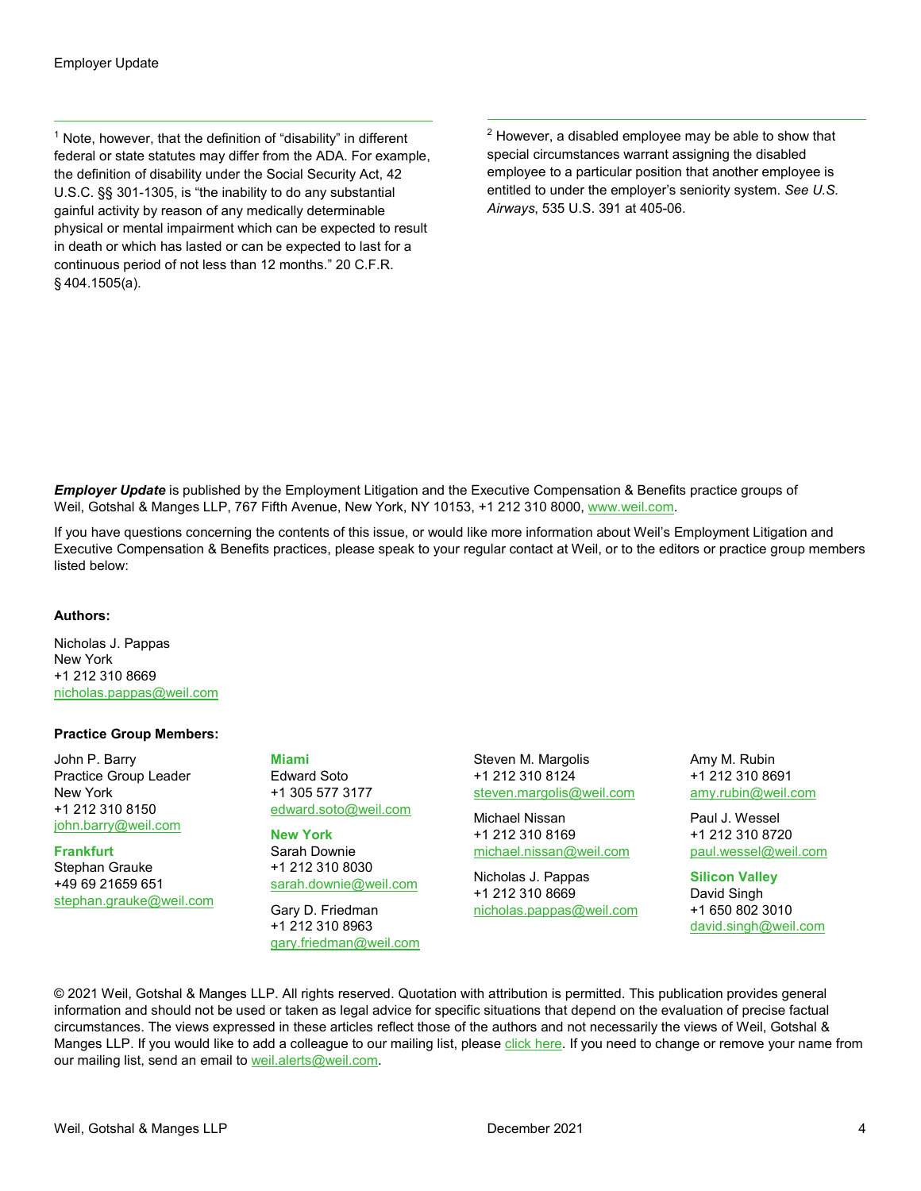[1] Note, however, that the definition of "disability" in different federal or state statutes may differ from the ADA. For example, the definition of disability under the Social Security Act, 42 U.S.C. §§ 301-1305, is "the inability to do any substantial gainful activity by reason of any medically determinable physical or mental impairment which can be expected to result in death or which has lasted or can be expected to last for a continuous period of not less than 12 months." 20 C.F.R. § 404.1505(a).

[2] However, a disabled employee may be able to show that special circumstances warrant assigning the disabled employee to a particular position that another employee is entitled to under the employer's seniority system. *See U.S. Airways*, 535 U.S. 391 at 405-06.

***Employer Update*** is published by the Employment Litigation and the Executive Compensation & Benefits practice groups of Weil, Gotshal & Manges LLP, 767 Fifth Avenue, New York, NY 10153, +1 212 310 8000, www.weil.com.

If you have questions concerning the contents of this issue, or would like more information about Weil's Employment Litigation and Executive Compensation & Benefits practices, please speak to your regular contact at Weil, or to the editors or practice group members listed below:

**Authors:**

Nicholas J. Pappas
New York
+1 212 310 8669
nicholas.pappas@weil.com

**Practice Group Members:**

John P. Barry
Practice Group Leader
New York
+1 212 310 8150
john.barry@weil.com

**Frankfurt**
Stephan Grauke
+49 69 21659 651
stephan.grauke@weil.com

**Miami**
Edward Soto
+1 305 577 3177
edward.soto@weil.com

**New York**
Sarah Downie
+1 212 310 8030
sarah.downie@weil.com

Gary D. Friedman
+1 212 310 8963
gary.friedman@weil.com

Steven M. Margolis
+1 212 310 8124
steven.margolis@weil.com

Michael Nissan
+1 212 310 8169
michael.nissan@weil.com

Nicholas J. Pappas
+1 212 310 8669
nicholas.pappas@weil.com

Amy M. Rubin
+1 212 310 8691
amy.rubin@weil.com

Paul J. Wessel
+1 212 310 8720
paul.wessel@weil.com

**Silicon Valley**
David Singh
+1 650 802 3010
david.singh@weil.com

© 2021 Weil, Gotshal & Manges LLP. All rights reserved. Quotation with attribution is permitted. This publication provides general information and should not be used or taken as legal advice for specific situations that depend on the evaluation of precise factual circumstances. The views expressed in these articles reflect those of the authors and not necessarily the views of Weil, Gotshal & Manges LLP. If you would like to add a colleague to our mailing list, please click here. If you need to change or remove your name from our mailing list, send an email to weil.alerts@weil.com.